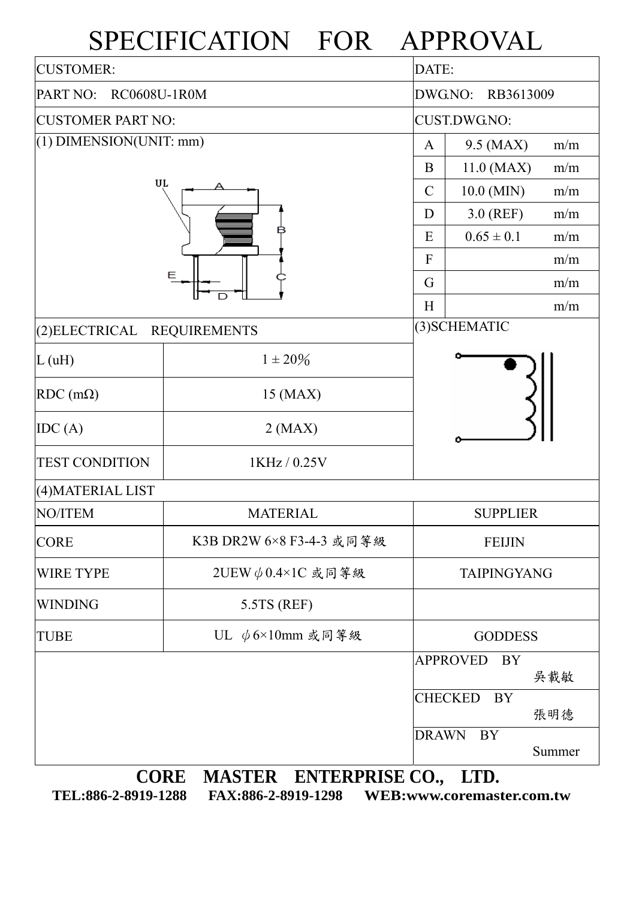# SPECIFICATION FOR APPROVAL

| CUSTOMER: | DATE: |
|---|---|
| PART NO: RC0608U-1R0M | DWG.NO: RB3613009 |
| CUSTOMER PART NO: | CUST.DWG.NO: |

## (1) DIMENSION(UNIT: mm)

| | | |
|---|---|---|
| A | 9.5 (MAX) | m/m |
| B | 11.0 (MAX) | m/m |
| C | 10.0 (MIN) | m/m |
| D | 3.0 (REF) | m/m |
| E | 0.65 ± 0.1 | m/m |
| F | | m/m |
| G | | m/m |
| H | | m/m |

## (2)ELECTRICAL REQUIREMENTS

| | |
|---|---|
| L (uH) | 1 ± 20% |
| RDC (mΩ) | 15 (MAX) |
| IDC (A) | 2 (MAX) |
| TEST CONDITION | 1KHz / 0.25V |

## (3)SCHEMATIC

## (4)MATERIAL LIST

| NO/ITEM | MATERIAL | SUPPLIER |
|---|---|---|
| CORE | K3B DR2W 6×8 F3-4-3 或同等級 | FEIJIN |
| WIRE TYPE | 2UEW $\phi$0.4×1C 或同等級 | TAIPINGYANG |
| WINDING | 5.5TS (REF) | |
| TUBE | UL $\phi$6×10mm 或同等級 | GODDESS |

| | |
|---|---|
| APPROVED BY | 吳載敏 |
| CHECKED BY | 張明德 |
| DRAWN BY | Summer |

**CORE MASTER ENTERPRISE CO., LTD.**

**TEL:886-2-8919-1288 FAX:886-2-8919-1298 WEB:www.coremaster.com.tw**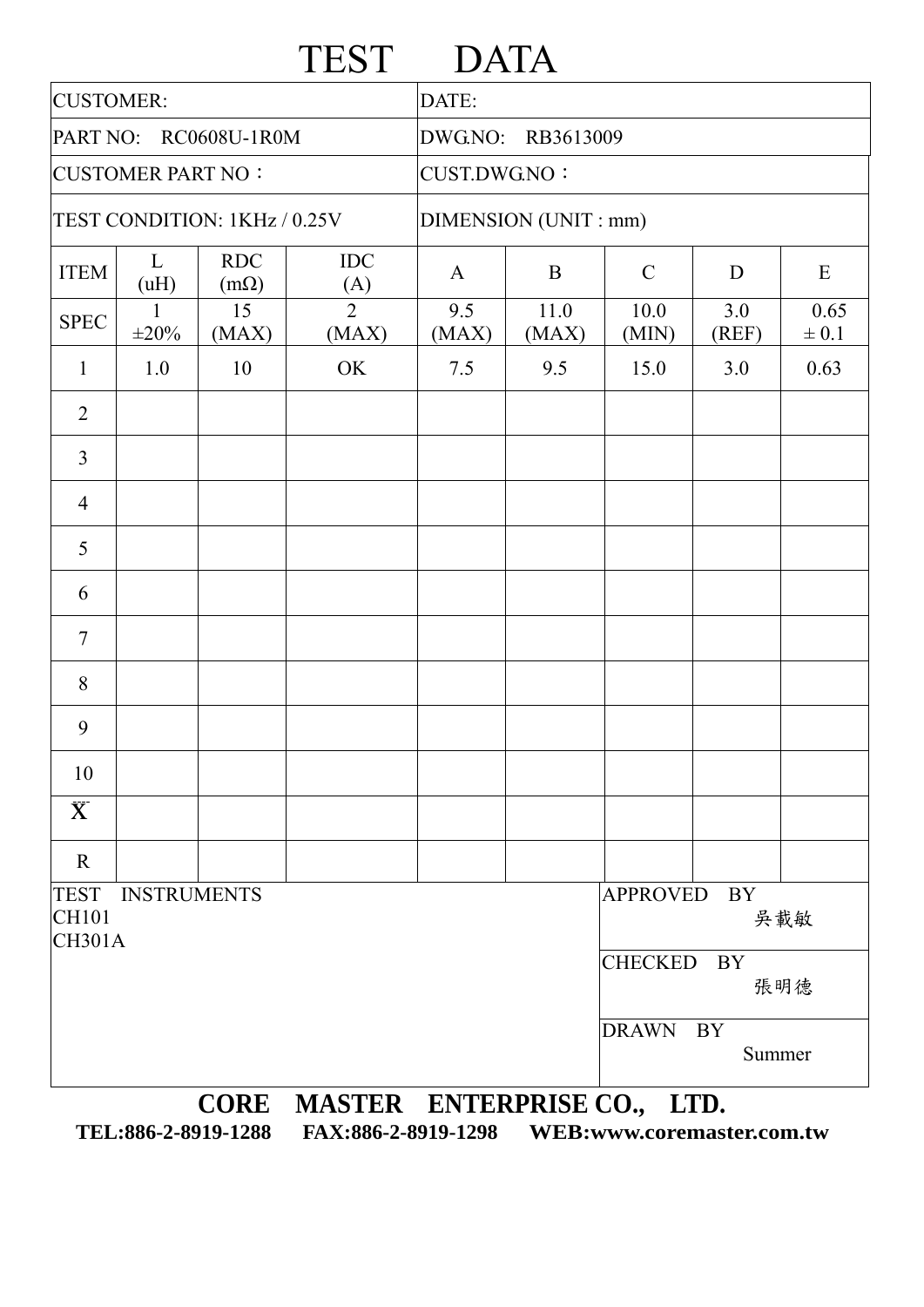# TEST DATA

| | |
|---|---|
| CUSTOMER: | DATE: |
| PART NO: RC0608U-1R0M | DWG.NO: RB3613009 |
| CUSTOMER PART NO： | CUST.DWG.NO： |
| TEST CONDITION: 1KHz / 0.25V | DIMENSION (UNIT : mm) |

| ITEM | L (uH) | RDC (mΩ) | IDC (A) | A | B | C | D | E |
|---|---|---|---|---|---|---|---|---|
| SPEC | 1 ±20% | 15 (MAX) | 2 (MAX) | 9.5 (MAX) | 11.0 (MAX) | 10.0 (MIN) | 3.0 (REF) | 0.65 ± 0.1 |
| 1 | 1.0 | 10 | OK | 7.5 | 9.5 | 15.0 | 3.0 | 0.63 |
| 2 | | | | | | | | |
| 3 | | | | | | | | |
| 4 | | | | | | | | |
| 5 | | | | | | | | |
| 6 | | | | | | | | |
| 7 | | | | | | | | |
| 8 | | | | | | | | |
| 9 | | | | | | | | |
| 10 | | | | | | | | |
| $\bar{X}$ | | | | | | | | |
| R | | | | | | | | |

| | |
|---|---|
| TEST INSTRUMENTS<br>CH101<br>CH301A | APPROVED BY<br>吳載敏 |
| | CHECKED BY<br>張明德 |
| | DRAWN BY<br>Summer |

**CORE MASTER ENTERPRISE CO., LTD.**

**TEL:886-2-8919-1288 FAX:886-2-8919-1298 WEB:www.coremaster.com.tw**